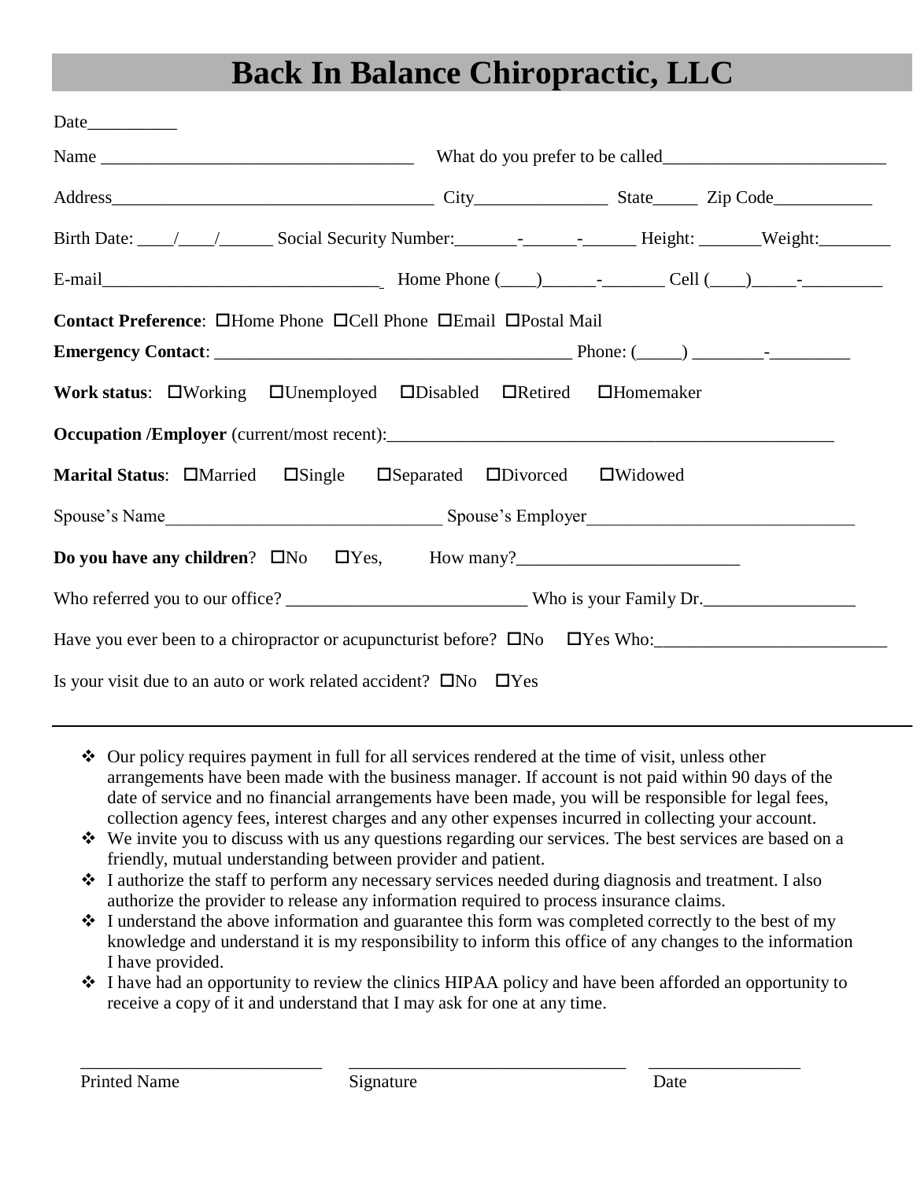# Back In Balance Chiropractic, LLC

Date__________

Name ___________________________________ What do you prefer to be called_________________________

Address_____________________________________ City_______________ State_____ Zip Code___________

Birth Date: ____/____/______ Social Security Number:_______-______-______ Height: _______Weight:________

E-mail_______________________________ Home Phone (____)______-_______ Cell (____)_____-_________

**Contact Preference**: ☐Home Phone ☐Cell Phone ☐Email ☐Postal Mail

**Emergency Contact**: _________________________________________ Phone: (_____) ________-_________

**Work status**: ☐Working ☐Unemployed ☐Disabled ☐Retired ☐Homemaker

**Occupation /Employer** (current/most recent):_____________________________________________________

**Marital Status**: ☐Married ☐Single ☐Separated ☐Divorced ☐Widowed

Spouse's Name________________________________ Spouse's Employer______________________________

**Do you have any children**? ☐No ☐Yes, How many?_________________________

Who referred you to our office? ___________________________ Who is your Family Dr._________________

Have you ever been to a chiropractor or acupuncturist before? ☐No ☐Yes Who:__________________________

Is your visit due to an auto or work related accident? ☐No ☐Yes

---

- Our policy requires payment in full for all services rendered at the time of visit, unless other arrangements have been made with the business manager. If account is not paid within 90 days of the date of service and no financial arrangements have been made, you will be responsible for legal fees, collection agency fees, interest charges and any other expenses incurred in collecting your account.
- We invite you to discuss with us any questions regarding our services. The best services are based on a friendly, mutual understanding between provider and patient.
- I authorize the staff to perform any necessary services needed during diagnosis and treatment. I also authorize the provider to release any information required to process insurance claims.
- I understand the above information and guarantee this form was completed correctly to the best of my knowledge and understand it is my responsibility to inform this office of any changes to the information I have provided.
- I have had an opportunity to review the clinics HIPAA policy and have been afforded an opportunity to receive a copy of it and understand that I may ask for one at any time.

___________________________ ________________________________ _________________

Printed Name Signature Date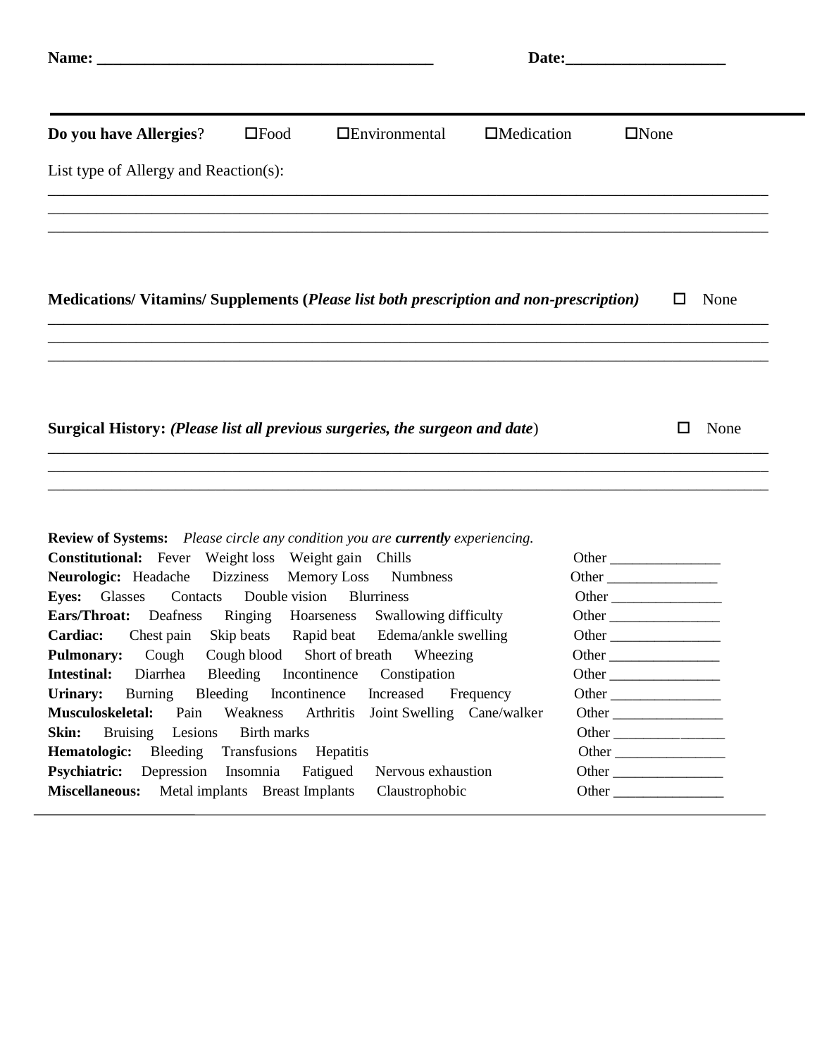**Name: ________________________________________** **Date:____________________**

---

**Do you have Allergies**? ☐Food ☐Environmental ☐Medication ☐None

List type of Allergy and Reaction(s):

________________________________________________________________________________________
________________________________________________________________________________________
________________________________________________________________________________________

**Medications/ Vitamins/ Supplements (*Please list both prescription and non-prescription)*** ☐ None

________________________________________________________________________________________
________________________________________________________________________________________
________________________________________________________________________________________

**Surgical History:** ***(Please list all previous surgeries, the surgeon and date***) ☐ None

________________________________________________________________________________________
________________________________________________________________________________________
________________________________________________________________________________________

**Review of Systems:** *Please circle any condition you are **currently** experiencing.*

| | | |
|---|---|---|
| **Constitutional:** | Fever Weight loss Weight gain Chills | Other _______________ |
| **Neurologic:** | Headache Dizziness Memory Loss Numbness | Other _______________ |
| **Eyes:** | Glasses Contacts Double vision Blurriness | Other _______________ |
| **Ears/Throat:** | Deafness Ringing Hoarseness Swallowing difficulty | Other _______________ |
| **Cardiac:** | Chest pain Skip beats Rapid beat Edema/ankle swelling | Other _______________ |
| **Pulmonary:** | Cough Cough blood Short of breath Wheezing | Other _______________ |
| **Intestinal:** | Diarrhea Bleeding Incontinence Constipation | Other _______________ |
| **Urinary:** | Burning Bleeding Incontinence Increased Frequency | Other _______________ |
| **Musculoskeletal:** | Pain Weakness Arthritis Joint Swelling Cane/walker | Other _______________ |
| **Skin:** | Bruising Lesions Birth marks | Other _______________ |
| **Hematologic:** | Bleeding Transfusions Hepatitis | Other _______________ |
| **Psychiatric:** | Depression Insomnia Fatigued Nervous exhaustion | Other _______________ |
| **Miscellaneous:** | Metal implants Breast Implants Claustrophobic | Other _______________ |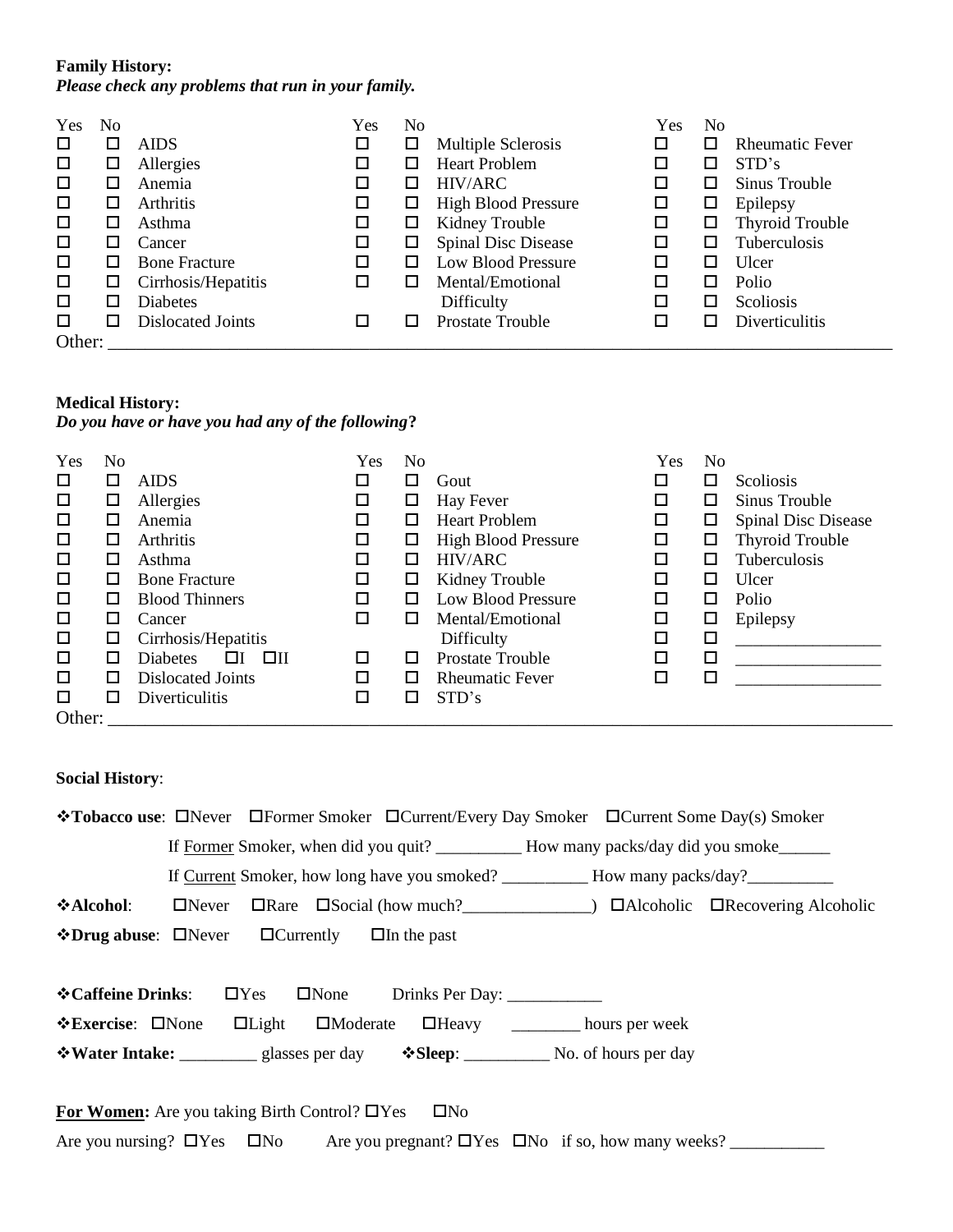**Family History:**
***Please check any problems that run in your family.***

| Yes | No | | Yes | No | | Yes | No | |
|---|---|---|---|---|---|---|---|---|
| ☐ | ☐ | AIDS | ☐ | ☐ | Multiple Sclerosis | ☐ | ☐ | Rheumatic Fever |
| ☐ | ☐ | Allergies | ☐ | ☐ | Heart Problem | ☐ | ☐ | STD's |
| ☐ | ☐ | Anemia | ☐ | ☐ | HIV/ARC | ☐ | ☐ | Sinus Trouble |
| ☐ | ☐ | Arthritis | ☐ | ☐ | High Blood Pressure | ☐ | ☐ | Epilepsy |
| ☐ | ☐ | Asthma | ☐ | ☐ | Kidney Trouble | ☐ | ☐ | Thyroid Trouble |
| ☐ | ☐ | Cancer | ☐ | ☐ | Spinal Disc Disease | ☐ | ☐ | Tuberculosis |
| ☐ | ☐ | Bone Fracture | ☐ | ☐ | Low Blood Pressure | ☐ | ☐ | Ulcer |
| ☐ | ☐ | Cirrhosis/Hepatitis | ☐ | ☐ | Mental/Emotional Difficulty | ☐ | ☐ | Polio |
| ☐ | ☐ | Diabetes | | | | ☐ | ☐ | Scoliosis |
| ☐ | ☐ | Dislocated Joints | ☐ | ☐ | Prostate Trouble | ☐ | ☐ | Diverticulitis |

Other: ___________________________________________________________________________

**Medical History:**
***Do you have or have you had any of the following*?**

| Yes | No | | Yes | No | | Yes | No | |
|---|---|---|---|---|---|---|---|---|
| ☐ | ☐ | AIDS | ☐ | ☐ | Gout | ☐ | ☐ | Scoliosis |
| ☐ | ☐ | Allergies | ☐ | ☐ | Hay Fever | ☐ | ☐ | Sinus Trouble |
| ☐ | ☐ | Anemia | ☐ | ☐ | Heart Problem | ☐ | ☐ | Spinal Disc Disease |
| ☐ | ☐ | Arthritis | ☐ | ☐ | High Blood Pressure | ☐ | ☐ | Thyroid Trouble |
| ☐ | ☐ | Asthma | ☐ | ☐ | HIV/ARC | ☐ | ☐ | Tuberculosis |
| ☐ | ☐ | Bone Fracture | ☐ | ☐ | Kidney Trouble | ☐ | ☐ | Ulcer |
| ☐ | ☐ | Blood Thinners | ☐ | ☐ | Low Blood Pressure | ☐ | ☐ | Polio |
| ☐ | ☐ | Cancer | ☐ | ☐ | Mental/Emotional Difficulty | ☐ | ☐ | Epilepsy |
| ☐ | ☐ | Cirrhosis/Hepatitis | | | | ☐ | ☐ | _________________ |
| ☐ | ☐ | Diabetes ☐I ☐II | ☐ | ☐ | Prostate Trouble | ☐ | ☐ | _________________ |
| ☐ | ☐ | Dislocated Joints | ☐ | ☐ | Rheumatic Fever | ☐ | ☐ | _________________ |
| ☐ | ☐ | Diverticulitis | ☐ | ☐ | STD's | | | |

Other: ___________________________________________________________________________

**Social History**:

❖**Tobacco use**: ☐Never ☐Former Smoker ☐Current/Every Day Smoker ☐Current Some Day(s) Smoker

If Former Smoker, when did you quit? __________ How many packs/day did you smoke______

If Current Smoker, how long have you smoked? __________ How many packs/day?__________

❖**Alcohol**: ☐Never ☐Rare ☐Social (how much?_______________) ☐Alcoholic ☐Recovering Alcoholic

❖**Drug abuse**: ☐Never ☐Currently ☐In the past

❖**Caffeine Drinks**: ☐Yes ☐None Drinks Per Day: ___________

❖**Exercise**: ☐None ☐Light ☐Moderate ☐Heavy ________ hours per week

❖**Water Intake:** _________ glasses per day ❖**Sleep**: __________ No. of hours per day

**For Women:** Are you taking Birth Control? ☐Yes ☐No

Are you nursing? ☐Yes ☐No Are you pregnant? ☐Yes ☐No if so, how many weeks? ___________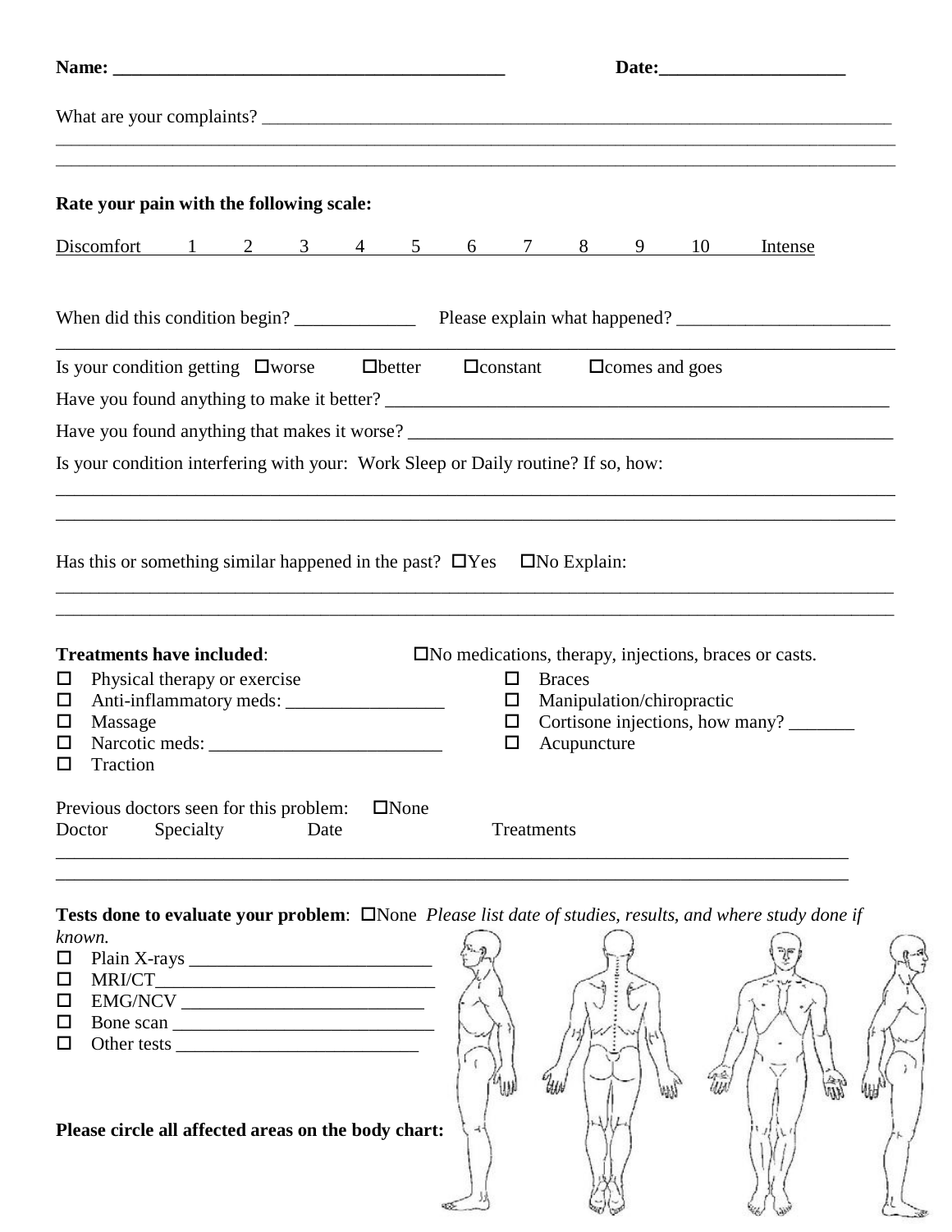**Name: __________________________________________** **Date:____________________**

What are your complaints? ________________________________________________________________________
______________________________________________________________________________________________
______________________________________________________________________________________________

**Rate your pain with the following scale:**

Discomfort 1 2 3 4 5 6 7 8 9 10 Intense

When did this condition begin? _____________ Please explain what happened? _______________________
______________________________________________________________________________________________

Is your condition getting ☐worse ☐better ☐constant ☐comes and goes

Have you found anything to make it better? _________________________________________________________

Have you found anything that makes it worse? _______________________________________________________

Is your condition interfering with your: Work Sleep or Daily routine? If so, how:
______________________________________________________________________________________________
______________________________________________________________________________________________

Has this or something similar happened in the past? ☐Yes ☐No Explain:
______________________________________________________________________________________________
______________________________________________________________________________________________

**Treatments have included**: ☐No medications, therapy, injections, braces or casts.

- ☐ Physical therapy or exercise
- ☐ Anti-inflammatory meds: _________________
- ☐ Massage
- ☐ Narcotic meds: _________________________
- ☐ Traction
- ☐ Braces
- ☐ Manipulation/chiropractic
- ☐ Cortisone injections, how many? _______
- ☐ Acupuncture

Previous doctors seen for this problem: ☐None

Doctor Specialty Date Treatments
______________________________________________________________________________________________
______________________________________________________________________________________________

**Tests done to evaluate your problem**: ☐None *Please list date of studies, results, and where study done if known.*

- ☐ Plain X-rays __________________________
- ☐ MRI/CT______________________________
- ☐ EMG/NCV __________________________
- ☐ Bone scan ____________________________
- ☐ Other tests __________________________

**Please circle all affected areas on the body chart:**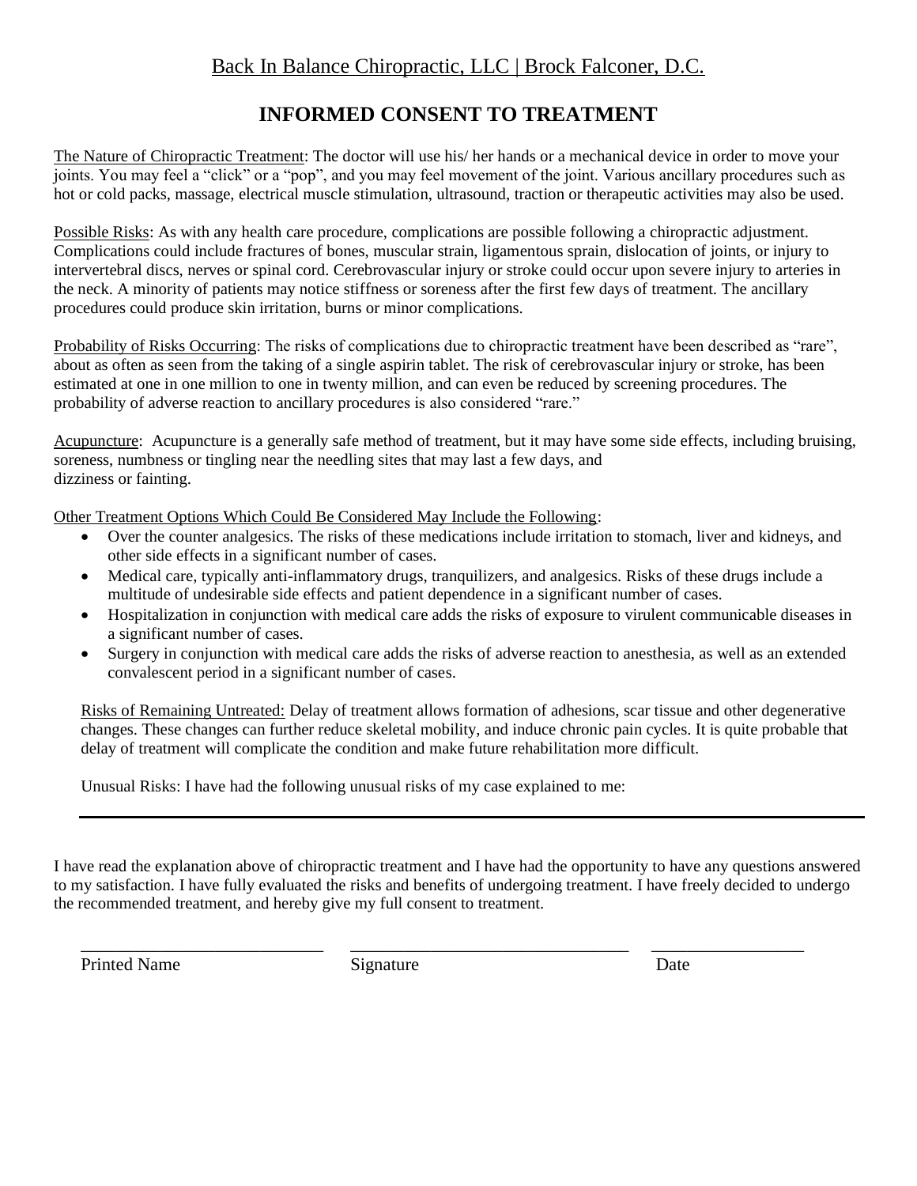Back In Balance Chiropractic, LLC | Brock Falconer, D.C.

# INFORMED CONSENT TO TREATMENT

The Nature of Chiropractic Treatment: The doctor will use his/ her hands or a mechanical device in order to move your joints. You may feel a "click" or a "pop", and you may feel movement of the joint. Various ancillary procedures such as hot or cold packs, massage, electrical muscle stimulation, ultrasound, traction or therapeutic activities may also be used.

Possible Risks: As with any health care procedure, complications are possible following a chiropractic adjustment. Complications could include fractures of bones, muscular strain, ligamentous sprain, dislocation of joints, or injury to intervertebral discs, nerves or spinal cord. Cerebrovascular injury or stroke could occur upon severe injury to arteries in the neck. A minority of patients may notice stiffness or soreness after the first few days of treatment. The ancillary procedures could produce skin irritation, burns or minor complications.

Probability of Risks Occurring: The risks of complications due to chiropractic treatment have been described as "rare", about as often as seen from the taking of a single aspirin tablet. The risk of cerebrovascular injury or stroke, has been estimated at one in one million to one in twenty million, and can even be reduced by screening procedures. The probability of adverse reaction to ancillary procedures is also considered "rare."

Acupuncture: Acupuncture is a generally safe method of treatment, but it may have some side effects, including bruising, soreness, numbness or tingling near the needling sites that may last a few days, and dizziness or fainting.

Other Treatment Options Which Could Be Considered May Include the Following:

- Over the counter analgesics. The risks of these medications include irritation to stomach, liver and kidneys, and other side effects in a significant number of cases.
- Medical care, typically anti-inflammatory drugs, tranquilizers, and analgesics. Risks of these drugs include a multitude of undesirable side effects and patient dependence in a significant number of cases.
- Hospitalization in conjunction with medical care adds the risks of exposure to virulent communicable diseases in a significant number of cases.
- Surgery in conjunction with medical care adds the risks of adverse reaction to anesthesia, as well as an extended convalescent period in a significant number of cases.

Risks of Remaining Untreated: Delay of treatment allows formation of adhesions, scar tissue and other degenerative changes. These changes can further reduce skeletal mobility, and induce chronic pain cycles. It is quite probable that delay of treatment will complicate the condition and make future rehabilitation more difficult.

Unusual Risks: I have had the following unusual risks of my case explained to me:

______________________________________________________________

I have read the explanation above of chiropractic treatment and I have had the opportunity to have any questions answered to my satisfaction. I have fully evaluated the risks and benefits of undergoing treatment. I have freely decided to undergo the recommended treatment, and hereby give my full consent to treatment.

____________________________ ________________________________ _________________

Printed Name Signature Date